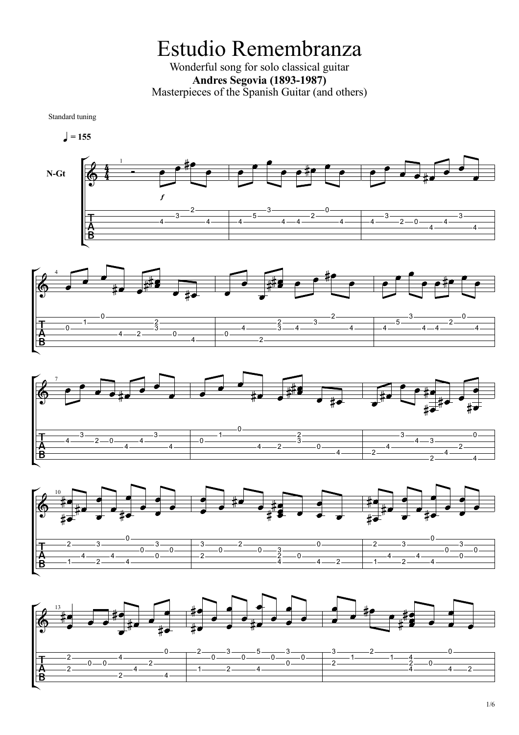# Estudio Remembranza

Wonderful song for solo classical guitar

**Andres Segovia (1893-1987)**

Masterpieces of the Spanish Guitar (and others)

Standard tuning

♩ = 155

N-Gt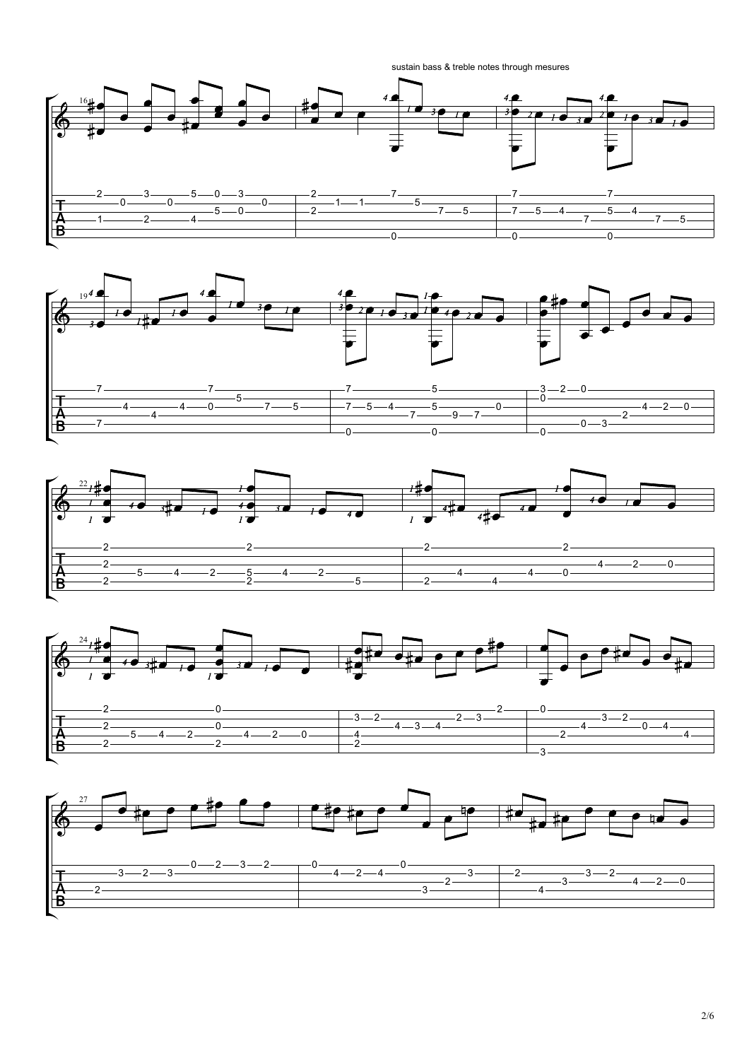sustain bass & treble notes through mesures